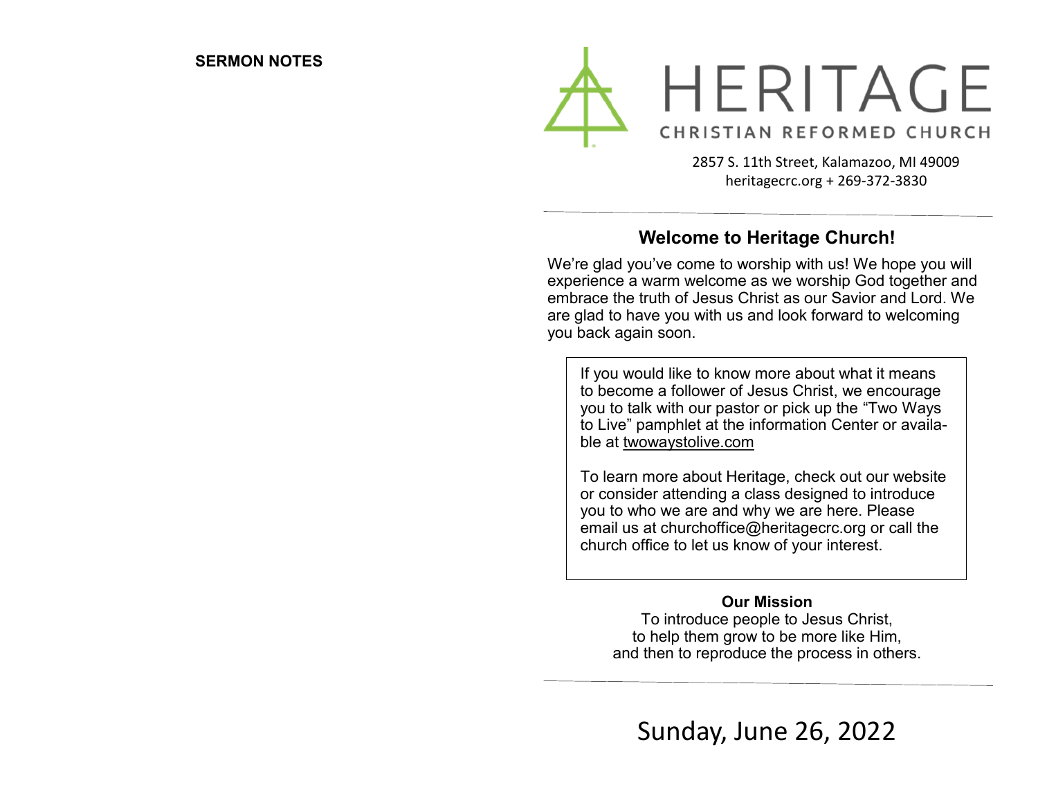**SERMON NOTES**

# HERITAGE

CHRISTIAN REFORMED CHURCH

2857 S. 11th Street, Kalamazoo, MI 49009
heritagecrc.org + 269-372-3830

---

## Welcome to Heritage Church!

We're glad you've come to worship with us! We hope you will experience a warm welcome as we worship God together and embrace the truth of Jesus Christ as our Savior and Lord. We are glad to have you with us and look forward to welcoming you back again soon.

If you would like to know more about what it means to become a follower of Jesus Christ, we encourage you to talk with our pastor or pick up the "Two Ways to Live" pamphlet at the information Center or available at twowaystolive.com

To learn more about Heritage, check out our website or consider attending a class designed to introduce you to who we are and why we are here. Please email us at churchoffice@heritagecrc.org or call the church office to let us know of your interest.

**Our Mission**

To introduce people to Jesus Christ,
to help them grow to be more like Him,
and then to reproduce the process in others.

---

Sunday, June 26, 2022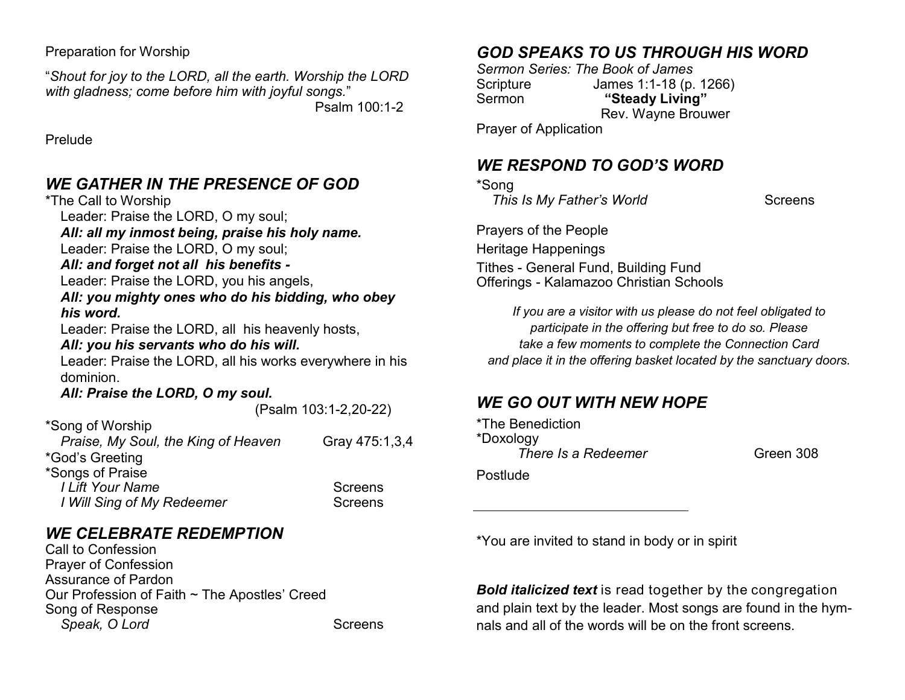Preparation for Worship

"*Shout for joy to the LORD, all the earth. Worship the LORD with gladness; come before him with joyful songs.*"
Psalm 100:1-2

Prelude

## *WE GATHER IN THE PRESENCE OF GOD*

*The Call to Worship

Leader: Praise the LORD, O my soul;
***All: all my inmost being, praise his holy name.***
Leader: Praise the LORD, O my soul;
***All: and forget not all his benefits -***
Leader: Praise the LORD, you his angels,
***All: you mighty ones who do his bidding, who obey his word.***
Leader: Praise the LORD, all his heavenly hosts,
***All: you his servants who do his will.***
Leader: Praise the LORD, all his works everywhere in his dominion.
***All: Praise the LORD, O my soul.***
(Psalm 103:1-2,20-22)

*Song of Worship
*Praise, My Soul, the King of Heaven* — Gray 475:1,3,4
*God's Greeting
*Songs of Praise
*I Lift Your Name* — Screens
*I Will Sing of My Redeemer* — Screens

## *WE CELEBRATE REDEMPTION*

Call to Confession
Prayer of Confession
Assurance of Pardon
Our Profession of Faith ~ The Apostles' Creed
Song of Response
*Speak, O Lord* — Screens

## *GOD SPEAKS TO US THROUGH HIS WORD*

*Sermon Series: The Book of James*
Scripture — James 1:1-18 (p. 1266)
Sermon — **"Steady Living"**
Rev. Wayne Brouwer
Prayer of Application

## *WE RESPOND TO GOD'S WORD*

*Song
*This Is My Father's World* — Screens

Prayers of the People

Heritage Happenings

Tithes - General Fund, Building Fund
Offerings - Kalamazoo Christian Schools

*If you are a visitor with us please do not feel obligated to participate in the offering but free to do so. Please take a few moments to complete the Connection Card and place it in the offering basket located by the sanctuary doors.*

## *WE GO OUT WITH NEW HOPE*

*The Benediction
*Doxology
*There Is a Redeemer* — Green 308

Postlude

---

*You are invited to stand in body or in spirit

***Bold italicized text*** is read together by the congregation and plain text by the leader. Most songs are found in the hymnals and all of the words will be on the front screens.